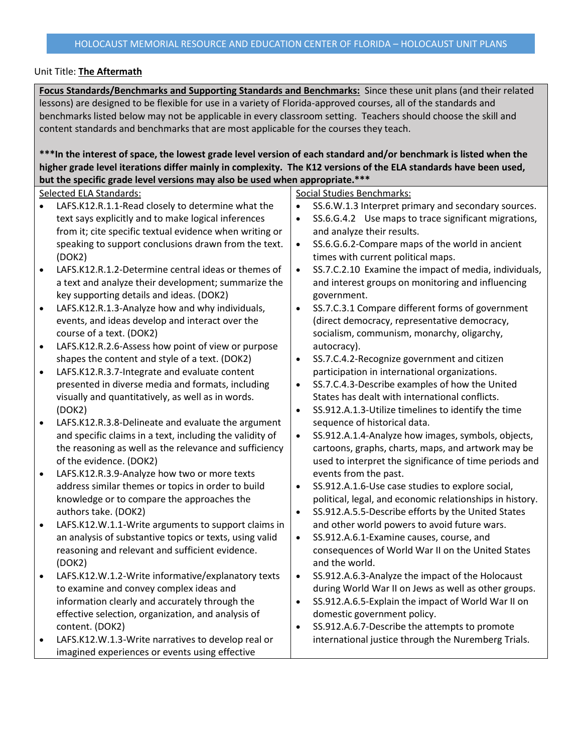HOLOCAUST MEMORIAL RESOURCE AND EDUCATION CENTER OF FLORIDA – HOLOCAUST UNIT PLANS

Unit Title: **The Aftermath**

**Focus Standards/Benchmarks and Supporting Standards and Benchmarks:** Since these unit plans (and their related lessons) are designed to be flexible for use in a variety of Florida-approved courses, all of the standards and benchmarks listed below may not be applicable in every classroom setting. Teachers should choose the skill and content standards and benchmarks that are most applicable for the courses they teach.

**\*\*\*In the interest of space, the lowest grade level version of each standard and/or benchmark is listed when the higher grade level iterations differ mainly in complexity. The K12 versions of the ELA standards have been used, but the specific grade level versions may also be used when appropriate.\*\*\***

Selected ELA Standards:

- LAFS.K12.R.1.1-Read closely to determine what the text says explicitly and to make logical inferences from it; cite specific textual evidence when writing or speaking to support conclusions drawn from the text. (DOK2)
- LAFS.K12.R.1.2-Determine central ideas or themes of a text and analyze their development; summarize the key supporting details and ideas. (DOK2)
- LAFS.K12.R.1.3-Analyze how and why individuals, events, and ideas develop and interact over the course of a text. (DOK2)
- LAFS.K12.R.2.6-Assess how point of view or purpose shapes the content and style of a text. (DOK2)
- LAFS.K12.R.3.7-Integrate and evaluate content presented in diverse media and formats, including visually and quantitatively, as well as in words. (DOK2)
- LAFS.K12.R.3.8-Delineate and evaluate the argument and specific claims in a text, including the validity of the reasoning as well as the relevance and sufficiency of the evidence. (DOK2)
- LAFS.K12.R.3.9-Analyze how two or more texts address similar themes or topics in order to build knowledge or to compare the approaches the authors take. (DOK2)
- LAFS.K12.W.1.1-Write arguments to support claims in an analysis of substantive topics or texts, using valid reasoning and relevant and sufficient evidence. (DOK2)
- LAFS.K12.W.1.2-Write informative/explanatory texts to examine and convey complex ideas and information clearly and accurately through the effective selection, organization, and analysis of content. (DOK2)
- LAFS.K12.W.1.3-Write narratives to develop real or imagined experiences or events using effective

Social Studies Benchmarks:

- SS.6.W.1.3 Interpret primary and secondary sources.
- SS.6.G.4.2 Use maps to trace significant migrations, and analyze their results.
- SS.6.G.6.2-Compare maps of the world in ancient times with current political maps.
- SS.7.C.2.10 Examine the impact of media, individuals, and interest groups on monitoring and influencing government.
- SS.7.C.3.1 Compare different forms of government (direct democracy, representative democracy, socialism, communism, monarchy, oligarchy, autocracy).
- SS.7.C.4.2-Recognize government and citizen participation in international organizations.
- SS.7.C.4.3-Describe examples of how the United States has dealt with international conflicts.
- SS.912.A.1.3-Utilize timelines to identify the time sequence of historical data.
- SS.912.A.1.4-Analyze how images, symbols, objects, cartoons, graphs, charts, maps, and artwork may be used to interpret the significance of time periods and events from the past.
- SS.912.A.1.6-Use case studies to explore social, political, legal, and economic relationships in history.
- SS.912.A.5.5-Describe efforts by the United States and other world powers to avoid future wars.
- SS.912.A.6.1-Examine causes, course, and consequences of World War II on the United States and the world.
- SS.912.A.6.3-Analyze the impact of the Holocaust during World War II on Jews as well as other groups.
- SS.912.A.6.5-Explain the impact of World War II on domestic government policy.
- SS.912.A.6.7-Describe the attempts to promote international justice through the Nuremberg Trials.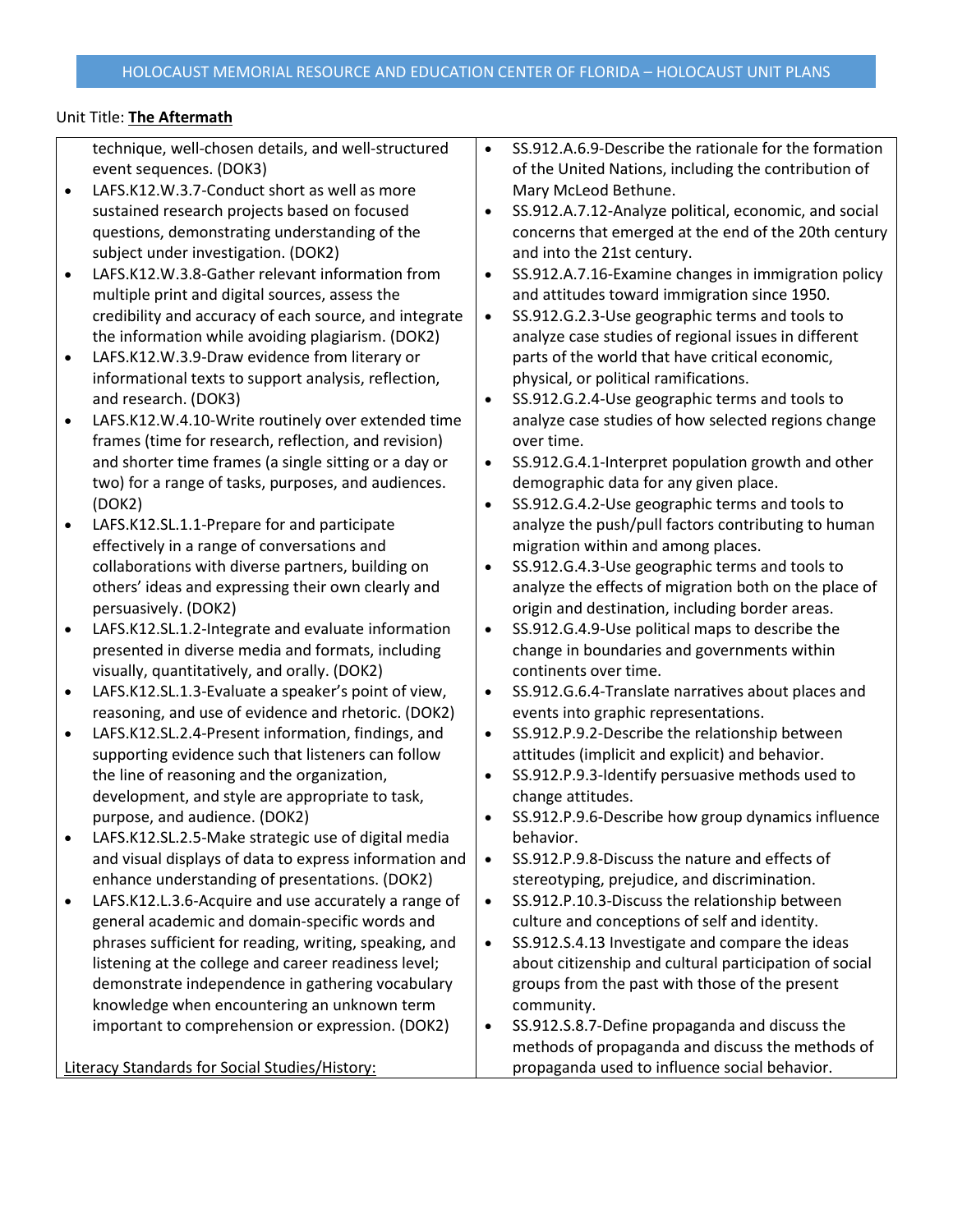Unit Title: **The Aftermath**

technique, well-chosen details, and well-structured event sequences. (DOK3)

- LAFS.K12.W.3.7-Conduct short as well as more sustained research projects based on focused questions, demonstrating understanding of the subject under investigation. (DOK2)
- LAFS.K12.W.3.8-Gather relevant information from multiple print and digital sources, assess the credibility and accuracy of each source, and integrate the information while avoiding plagiarism. (DOK2)
- LAFS.K12.W.3.9-Draw evidence from literary or informational texts to support analysis, reflection, and research. (DOK3)
- LAFS.K12.W.4.10-Write routinely over extended time frames (time for research, reflection, and revision) and shorter time frames (a single sitting or a day or two) for a range of tasks, purposes, and audiences. (DOK2)
- LAFS.K12.SL.1.1-Prepare for and participate effectively in a range of conversations and collaborations with diverse partners, building on others' ideas and expressing their own clearly and persuasively. (DOK2)
- LAFS.K12.SL.1.2-Integrate and evaluate information presented in diverse media and formats, including visually, quantitatively, and orally. (DOK2)
- LAFS.K12.SL.1.3-Evaluate a speaker's point of view, reasoning, and use of evidence and rhetoric. (DOK2)
- LAFS.K12.SL.2.4-Present information, findings, and supporting evidence such that listeners can follow the line of reasoning and the organization, development, and style are appropriate to task, purpose, and audience. (DOK2)
- LAFS.K12.SL.2.5-Make strategic use of digital media and visual displays of data to express information and enhance understanding of presentations. (DOK2)
- LAFS.K12.L.3.6-Acquire and use accurately a range of general academic and domain-specific words and phrases sufficient for reading, writing, speaking, and listening at the college and career readiness level; demonstrate independence in gathering vocabulary knowledge when encountering an unknown term important to comprehension or expression. (DOK2)

<u>Literacy Standards for Social Studies/History:</u>

- SS.912.A.6.9-Describe the rationale for the formation of the United Nations, including the contribution of Mary McLeod Bethune.
- SS.912.A.7.12-Analyze political, economic, and social concerns that emerged at the end of the 20th century and into the 21st century.
- SS.912.A.7.16-Examine changes in immigration policy and attitudes toward immigration since 1950.
- SS.912.G.2.3-Use geographic terms and tools to analyze case studies of regional issues in different parts of the world that have critical economic, physical, or political ramifications.
- SS.912.G.2.4-Use geographic terms and tools to analyze case studies of how selected regions change over time.
- SS.912.G.4.1-Interpret population growth and other demographic data for any given place.
- SS.912.G.4.2-Use geographic terms and tools to analyze the push/pull factors contributing to human migration within and among places.
- SS.912.G.4.3-Use geographic terms and tools to analyze the effects of migration both on the place of origin and destination, including border areas.
- SS.912.G.4.9-Use political maps to describe the change in boundaries and governments within continents over time.
- SS.912.G.6.4-Translate narratives about places and events into graphic representations.
- SS.912.P.9.2-Describe the relationship between attitudes (implicit and explicit) and behavior.
- SS.912.P.9.3-Identify persuasive methods used to change attitudes.
- SS.912.P.9.6-Describe how group dynamics influence behavior.
- SS.912.P.9.8-Discuss the nature and effects of stereotyping, prejudice, and discrimination.
- SS.912.P.10.3-Discuss the relationship between culture and conceptions of self and identity.
- SS.912.S.4.13 Investigate and compare the ideas about citizenship and cultural participation of social groups from the past with those of the present community.
- SS.912.S.8.7-Define propaganda and discuss the methods of propaganda and discuss the methods of propaganda used to influence social behavior.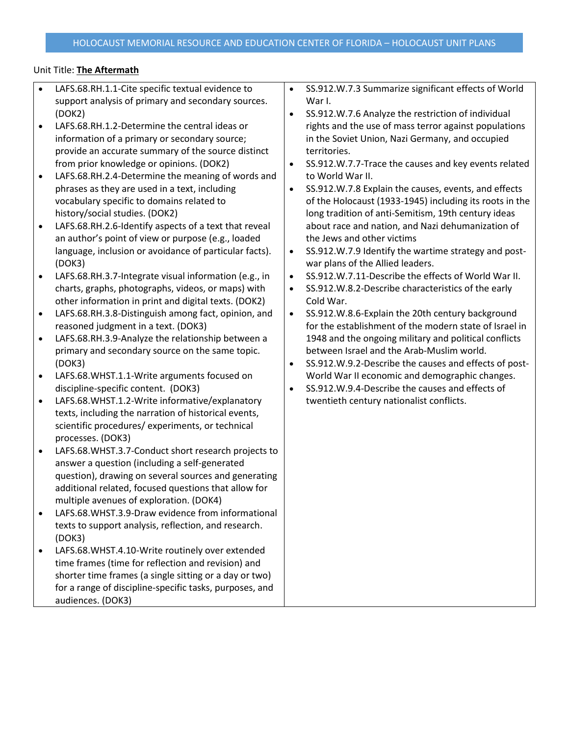Unit Title: **The Aftermath**

- LAFS.68.RH.1.1-Cite specific textual evidence to support analysis of primary and secondary sources. (DOK2)
- LAFS.68.RH.1.2-Determine the central ideas or information of a primary or secondary source; provide an accurate summary of the source distinct from prior knowledge or opinions. (DOK2)
- LAFS.68.RH.2.4-Determine the meaning of words and phrases as they are used in a text, including vocabulary specific to domains related to history/social studies. (DOK2)
- LAFS.68.RH.2.6-Identify aspects of a text that reveal an author's point of view or purpose (e.g., loaded language, inclusion or avoidance of particular facts). (DOK3)
- LAFS.68.RH.3.7-Integrate visual information (e.g., in charts, graphs, photographs, videos, or maps) with other information in print and digital texts. (DOK2)
- LAFS.68.RH.3.8-Distinguish among fact, opinion, and reasoned judgment in a text. (DOK3)
- LAFS.68.RH.3.9-Analyze the relationship between a primary and secondary source on the same topic. (DOK3)
- LAFS.68.WHST.1.1-Write arguments focused on discipline-specific content. (DOK3)
- LAFS.68.WHST.1.2-Write informative/explanatory texts, including the narration of historical events, scientific procedures/ experiments, or technical processes. (DOK3)
- LAFS.68.WHST.3.7-Conduct short research projects to answer a question (including a self-generated question), drawing on several sources and generating additional related, focused questions that allow for multiple avenues of exploration. (DOK4)
- LAFS.68.WHST.3.9-Draw evidence from informational texts to support analysis, reflection, and research. (DOK3)
- LAFS.68.WHST.4.10-Write routinely over extended time frames (time for reflection and revision) and shorter time frames (a single sitting or a day or two) for a range of discipline-specific tasks, purposes, and audiences. (DOK3)

- SS.912.W.7.3 Summarize significant effects of World War I.
- SS.912.W.7.6 Analyze the restriction of individual rights and the use of mass terror against populations in the Soviet Union, Nazi Germany, and occupied territories.
- SS.912.W.7.7-Trace the causes and key events related to World War II.
- SS.912.W.7.8 Explain the causes, events, and effects of the Holocaust (1933-1945) including its roots in the long tradition of anti-Semitism, 19th century ideas about race and nation, and Nazi dehumanization of the Jews and other victims
- SS.912.W.7.9 Identify the wartime strategy and post-war plans of the Allied leaders.
- SS.912.W.7.11-Describe the effects of World War II.
- SS.912.W.8.2-Describe characteristics of the early Cold War.
- SS.912.W.8.6-Explain the 20th century background for the establishment of the modern state of Israel in 1948 and the ongoing military and political conflicts between Israel and the Arab-Muslim world.
- SS.912.W.9.2-Describe the causes and effects of post-World War II economic and demographic changes.
- SS.912.W.9.4-Describe the causes and effects of twentieth century nationalist conflicts.